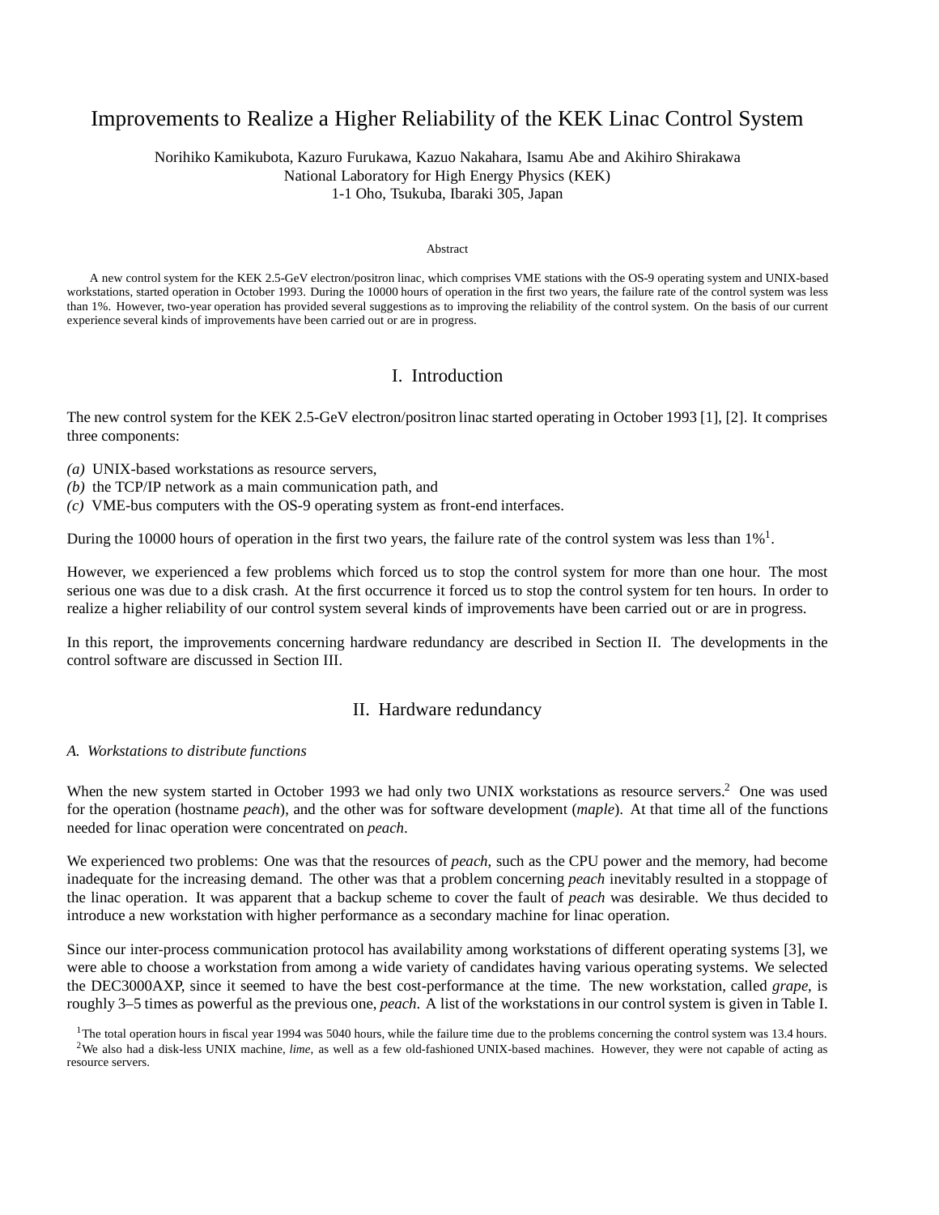# Improvements to Realize a Higher Reliability of the KEK Linac Control System

Norihiko Kamikubota, Kazuro Furukawa, Kazuo Nakahara, Isamu Abe and Akihiro Shirakawa
National Laboratory for High Energy Physics (KEK)
1-1 Oho, Tsukuba, Ibaraki 305, Japan

### Abstract

A new control system for the KEK 2.5-GeV electron/positron linac, which comprises VME stations with the OS-9 operating system and UNIX-based workstations, started operation in October 1993. During the 10000 hours of operation in the first two years, the failure rate of the control system was less than 1%. However, two-year operation has provided several suggestions as to improving the reliability of the control system. On the basis of our current experience several kinds of improvements have been carried out or are in progress.

## I. Introduction

The new control system for the KEK 2.5-GeV electron/positron linac started operating in October 1993 [1], [2]. It comprises three components:

*(a)* UNIX-based workstations as resource servers,
*(b)* the TCP/IP network as a main communication path, and
*(c)* VME-bus computers with the OS-9 operating system as front-end interfaces.

During the 10000 hours of operation in the first two years, the failure rate of the control system was less than 1%[1].

However, we experienced a few problems which forced us to stop the control system for more than one hour. The most serious one was due to a disk crash. At the first occurrence it forced us to stop the control system for ten hours. In order to realize a higher reliability of our control system several kinds of improvements have been carried out or are in progress.

In this report, the improvements concerning hardware redundancy are described in Section II. The developments in the control software are discussed in Section III.

## II. Hardware redundancy

### *A. Workstations to distribute functions*

When the new system started in October 1993 we had only two UNIX workstations as resource servers.[2] One was used for the operation (hostname *peach*), and the other was for software development (*maple*). At that time all of the functions needed for linac operation were concentrated on *peach*.

We experienced two problems: One was that the resources of *peach*, such as the CPU power and the memory, had become inadequate for the increasing demand. The other was that a problem concerning *peach* inevitably resulted in a stoppage of the linac operation. It was apparent that a backup scheme to cover the fault of *peach* was desirable. We thus decided to introduce a new workstation with higher performance as a secondary machine for linac operation.

Since our inter-process communication protocol has availability among workstations of different operating systems [3], we were able to choose a workstation from among a wide variety of candidates having various operating systems. We selected the DEC3000AXP, since it seemed to have the best cost-performance at the time. The new workstation, called *grape*, is roughly 3–5 times as powerful as the previous one, *peach*. A list of the workstations in our control system is given in Table I.

[1]The total operation hours in fiscal year 1994 was 5040 hours, while the failure time due to the problems concerning the control system was 13.4 hours.
[2]We also had a disk-less UNIX machine, *lime*, as well as a few old-fashioned UNIX-based machines. However, they were not capable of acting as resource servers.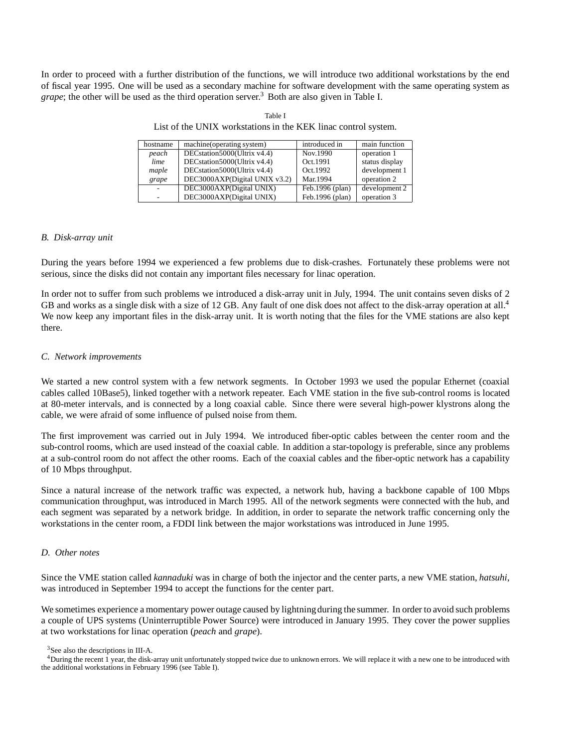In order to proceed with a further distribution of the functions, we will introduce two additional workstations by the end of fiscal year 1995. One will be used as a secondary machine for software development with the same operating system as *grape*; the other will be used as the third operation server.[3] Both are also given in Table I.

Table I
List of the UNIX workstations in the KEK linac control system.

| hostname | machine(operating system) | introduced in | main function |
|---|---|---|---|
| *peach* | DECstation5000(Ultrix v4.4) | Nov.1990 | operation 1 |
| *lime* | DECstation5000(Ultrix v4.4) | Oct.1991 | status display |
| *maple* | DECstation5000(Ultrix v4.4) | Oct.1992 | development 1 |
| *grape* | DEC3000AXP(Digital UNIX v3.2) | Mar.1994 | operation 2 |
| - | DEC3000AXP(Digital UNIX) | Feb.1996 (plan) | development 2 |
| - | DEC3000AXP(Digital UNIX) | Feb.1996 (plan) | operation 3 |

### *B. Disk-array unit*

During the years before 1994 we experienced a few problems due to disk-crashes. Fortunately these problems were not serious, since the disks did not contain any important files necessary for linac operation.

In order not to suffer from such problems we introduced a disk-array unit in July, 1994. The unit contains seven disks of 2 GB and works as a single disk with a size of 12 GB. Any fault of one disk does not affect to the disk-array operation at all.[4] We now keep any important files in the disk-array unit. It is worth noting that the files for the VME stations are also kept there.

### *C. Network improvements*

We started a new control system with a few network segments. In October 1993 we used the popular Ethernet (coaxial cables called 10Base5), linked together with a network repeater. Each VME station in the five sub-control rooms is located at 80-meter intervals, and is connected by a long coaxial cable. Since there were several high-power klystrons along the cable, we were afraid of some influence of pulsed noise from them.

The first improvement was carried out in July 1994. We introduced fiber-optic cables between the center room and the sub-control rooms, which are used instead of the coaxial cable. In addition a star-topology is preferable, since any problems at a sub-control room do not affect the other rooms. Each of the coaxial cables and the fiber-optic network has a capability of 10 Mbps throughput.

Since a natural increase of the network traffic was expected, a network hub, having a backbone capable of 100 Mbps communication throughput, was introduced in March 1995. All of the network segments were connected with the hub, and each segment was separated by a network bridge. In addition, in order to separate the network traffic concerning only the workstations in the center room, a FDDI link between the major workstations was introduced in June 1995.

### *D. Other notes*

Since the VME station called *kannaduki* was in charge of both the injector and the center parts, a new VME station, *hatsuhi*, was introduced in September 1994 to accept the functions for the center part.

We sometimes experience a momentary power outage caused by lightning during the summer. In order to avoid such problems a couple of UPS systems (Uninterruptible Power Source) were introduced in January 1995. They cover the power supplies at two workstations for linac operation (*peach* and *grape*).

[3] See also the descriptions in III-A.

[4] During the recent 1 year, the disk-array unit unfortunately stopped twice due to unknown errors. We will replace it with a new one to be introduced with the additional workstations in February 1996 (see Table I).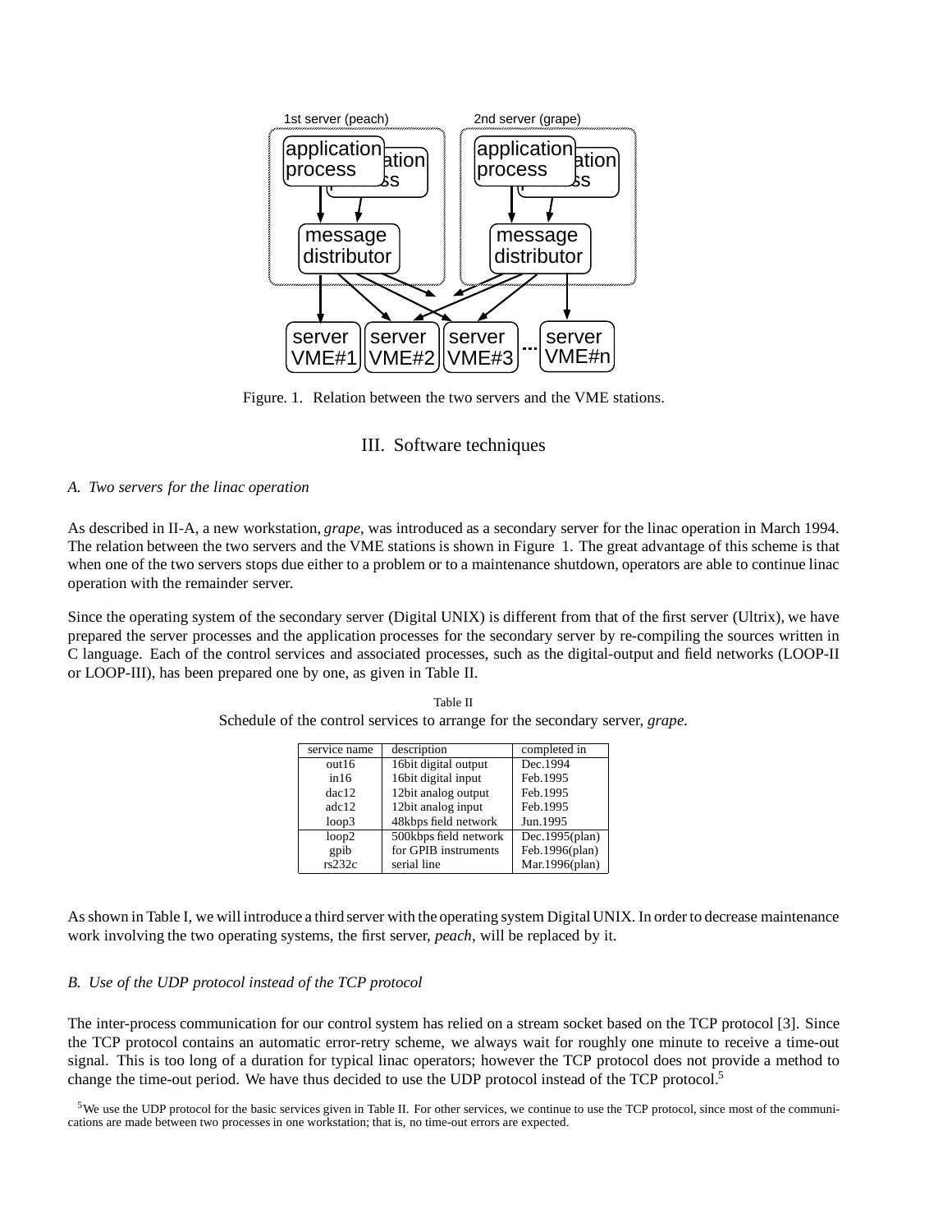Figure. 1. Relation between the two servers and the VME stations.

## III. Software techniques

### A. Two servers for the linac operation

As described in II-A, a new workstation, *grape*, was introduced as a secondary server for the linac operation in March 1994. The relation between the two servers and the VME stations is shown in Figure 1. The great advantage of this scheme is that when one of the two servers stops due either to a problem or to a maintenance shutdown, operators are able to continue linac operation with the remainder server.

Since the operating system of the secondary server (Digital UNIX) is different from that of the first server (Ultrix), we have prepared the server processes and the application processes for the secondary server by re-compiling the sources written in C language. Each of the control services and associated processes, such as the digital-output and field networks (LOOP-II or LOOP-III), has been prepared one by one, as given in Table II.

Table II
Schedule of the control services to arrange for the secondary server, *grape*.

| service name | description | completed in |
|---|---|---|
| out16 | 16bit digital output | Dec.1994 |
| in16 | 16bit digital input | Feb.1995 |
| dac12 | 12bit analog output | Feb.1995 |
| adc12 | 12bit analog input | Feb.1995 |
| loop3 | 48kbps field network | Jun.1995 |
| loop2 | 500kbps field network | Dec.1995(plan) |
| gpib | for GPIB instruments | Feb.1996(plan) |
| rs232c | serial line | Mar.1996(plan) |

As shown in Table I, we will introduce a third server with the operating system Digital UNIX. In order to decrease maintenance work involving the two operating systems, the first server, *peach*, will be replaced by it.

### B. Use of the UDP protocol instead of the TCP protocol

The inter-process communication for our control system has relied on a stream socket based on the TCP protocol [3]. Since the TCP protocol contains an automatic error-retry scheme, we always wait for roughly one minute to receive a time-out signal. This is too long of a duration for typical linac operators; however the TCP protocol does not provide a method to change the time-out period. We have thus decided to use the UDP protocol instead of the TCP protocol.[5]

[5] We use the UDP protocol for the basic services given in Table II. For other services, we continue to use the TCP protocol, since most of the communications are made between two processes in one workstation; that is, no time-out errors are expected.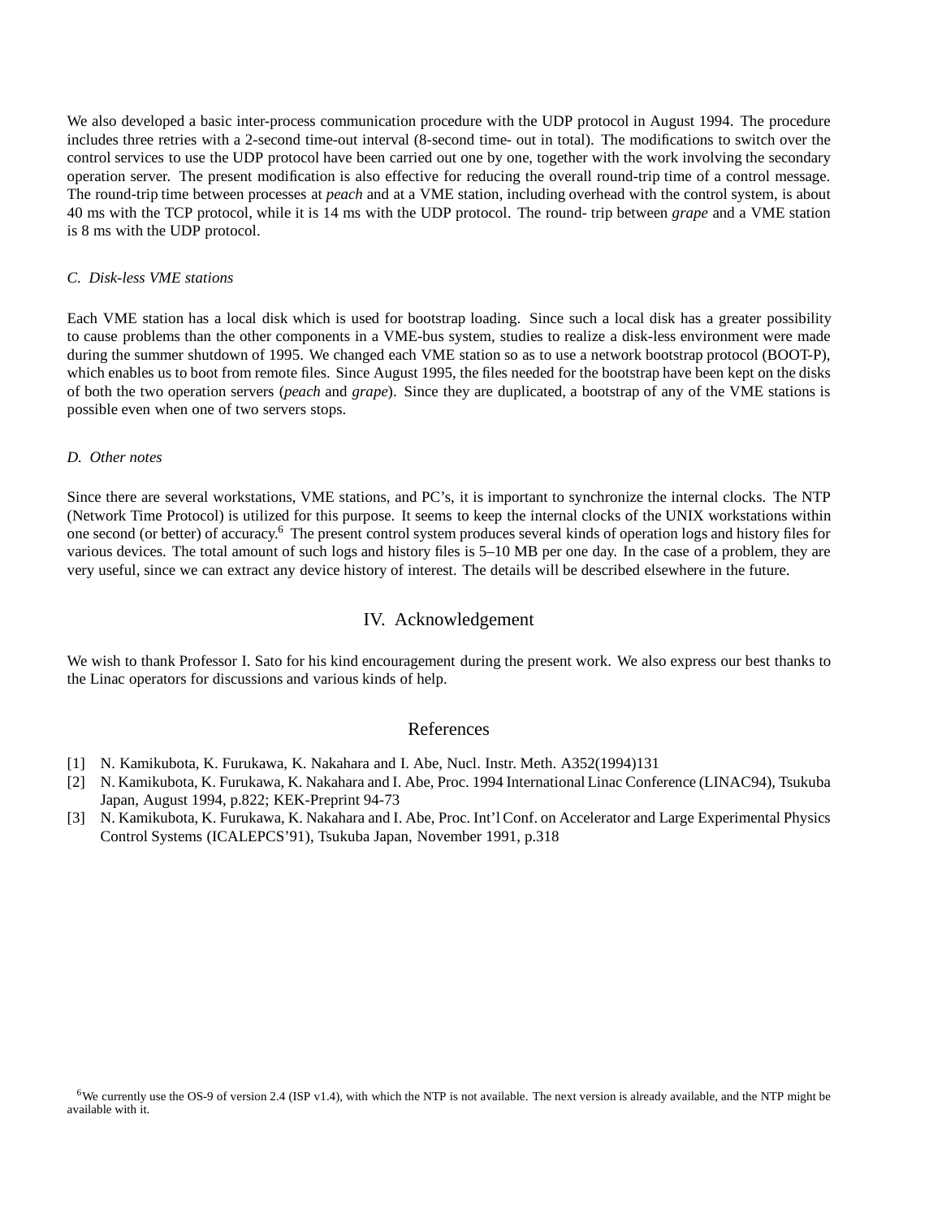We also developed a basic inter-process communication procedure with the UDP protocol in August 1994. The procedure includes three retries with a 2-second time-out interval (8-second time- out in total). The modifications to switch over the control services to use the UDP protocol have been carried out one by one, together with the work involving the secondary operation server. The present modification is also effective for reducing the overall round-trip time of a control message. The round-trip time between processes at *peach* and at a VME station, including overhead with the control system, is about 40 ms with the TCP protocol, while it is 14 ms with the UDP protocol. The round- trip between *grape* and a VME station is 8 ms with the UDP protocol.

### *C. Disk-less VME stations*

Each VME station has a local disk which is used for bootstrap loading. Since such a local disk has a greater possibility to cause problems than the other components in a VME-bus system, studies to realize a disk-less environment were made during the summer shutdown of 1995. We changed each VME station so as to use a network bootstrap protocol (BOOT-P), which enables us to boot from remote files. Since August 1995, the files needed for the bootstrap have been kept on the disks of both the two operation servers (*peach* and *grape*). Since they are duplicated, a bootstrap of any of the VME stations is possible even when one of two servers stops.

### *D. Other notes*

Since there are several workstations, VME stations, and PC's, it is important to synchronize the internal clocks. The NTP (Network Time Protocol) is utilized for this purpose. It seems to keep the internal clocks of the UNIX workstations within one second (or better) of accuracy.[6] The present control system produces several kinds of operation logs and history files for various devices. The total amount of such logs and history files is 5–10 MB per one day. In the case of a problem, they are very useful, since we can extract any device history of interest. The details will be described elsewhere in the future.

## IV. Acknowledgement

We wish to thank Professor I. Sato for his kind encouragement during the present work. We also express our best thanks to the Linac operators for discussions and various kinds of help.

## References

[1] N. Kamikubota, K. Furukawa, K. Nakahara and I. Abe, Nucl. Instr. Meth. A352(1994)131

[2] N. Kamikubota, K. Furukawa, K. Nakahara and I. Abe, Proc. 1994 International Linac Conference (LINAC94), Tsukuba Japan, August 1994, p.822; KEK-Preprint 94-73

[3] N. Kamikubota, K. Furukawa, K. Nakahara and I. Abe, Proc. Int'l Conf. on Accelerator and Large Experimental Physics Control Systems (ICALEPCS'91), Tsukuba Japan, November 1991, p.318

[6] We currently use the OS-9 of version 2.4 (ISP v1.4), with which the NTP is not available. The next version is already available, and the NTP might be available with it.